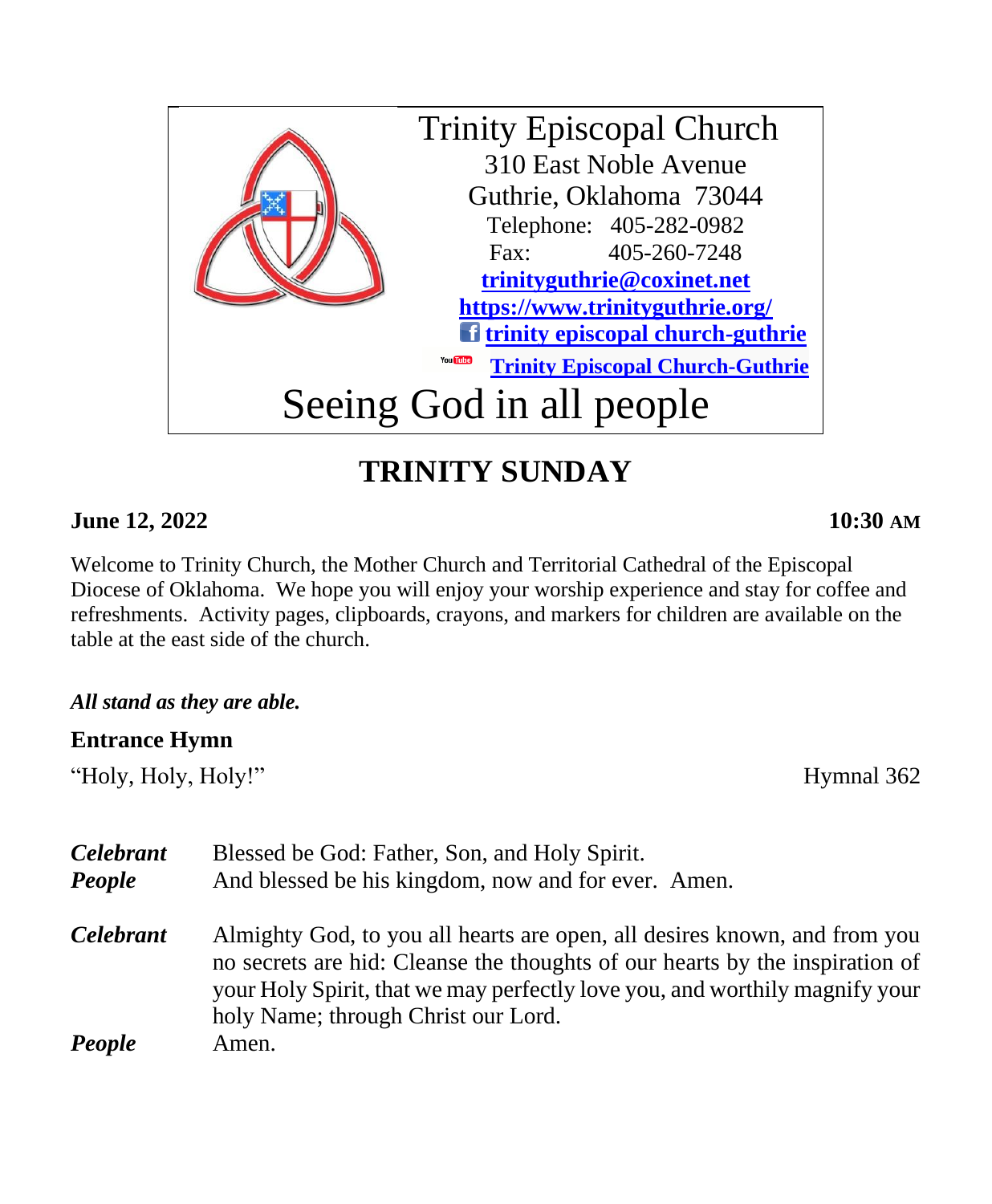Trinity Episcopal Church
310 East Noble Avenue
Guthrie, Oklahoma 73044
Telephone: 405-282-0982
Fax: 405-260-7248
trinityguthrie@coxinet.net
https://www.trinityguthrie.org/
trinity episcopal church-guthrie
Trinity Episcopal Church-Guthrie

Seeing God in all people

# TRINITY SUNDAY

**June 12, 2022** **10:30 AM**

Welcome to Trinity Church, the Mother Church and Territorial Cathedral of the Episcopal Diocese of Oklahoma. We hope you will enjoy your worship experience and stay for coffee and refreshments. Activity pages, clipboards, crayons, and markers for children are available on the table at the east side of the church.

***All stand as they are able.***

## Entrance Hymn

"Holy, Holy, Holy!" Hymnal 362

***Celebrant*** Blessed be God: Father, Son, and Holy Spirit.
***People*** And blessed be his kingdom, now and for ever. Amen.

***Celebrant*** Almighty God, to you all hearts are open, all desires known, and from you no secrets are hid: Cleanse the thoughts of our hearts by the inspiration of your Holy Spirit, that we may perfectly love you, and worthily magnify your holy Name; through Christ our Lord.
***People*** Amen.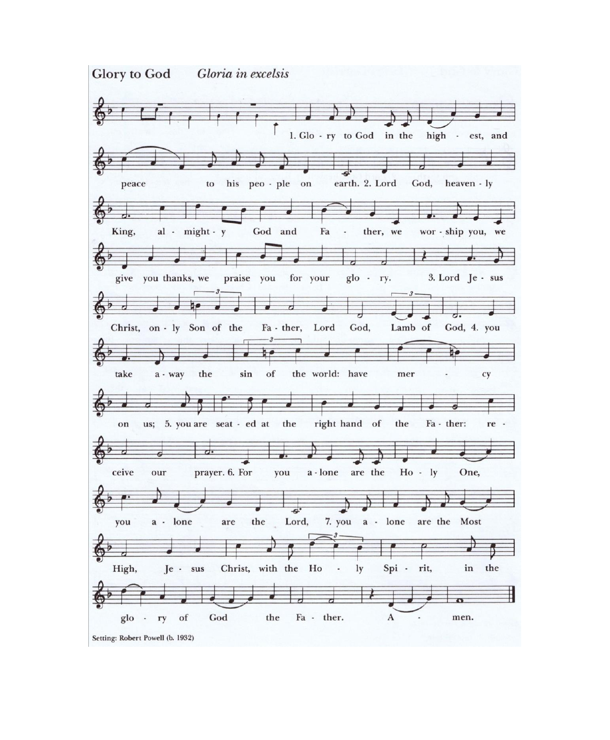# Glory to God *Gloria in excelsis*

1. Glory to God in the highest, and peace to his people on earth.

2. Lord God, heavenly King, almighty God and Father, we worship you, we give you thanks, we praise you for your glory.

3. Lord Jesus Christ, only Son of the Father, Lord God, Lamb of God,

4. you take away the sin of the world: have mercy on us;

5. you are seated at the right hand of the Father: receive our prayer.

6. For you alone are the Holy One, you alone are the Lord,

7. you alone are the Most High, Jesus Christ, with the Holy Spirit, in the glory of God the Father. Amen.

Setting: Robert Powell (b. 1932)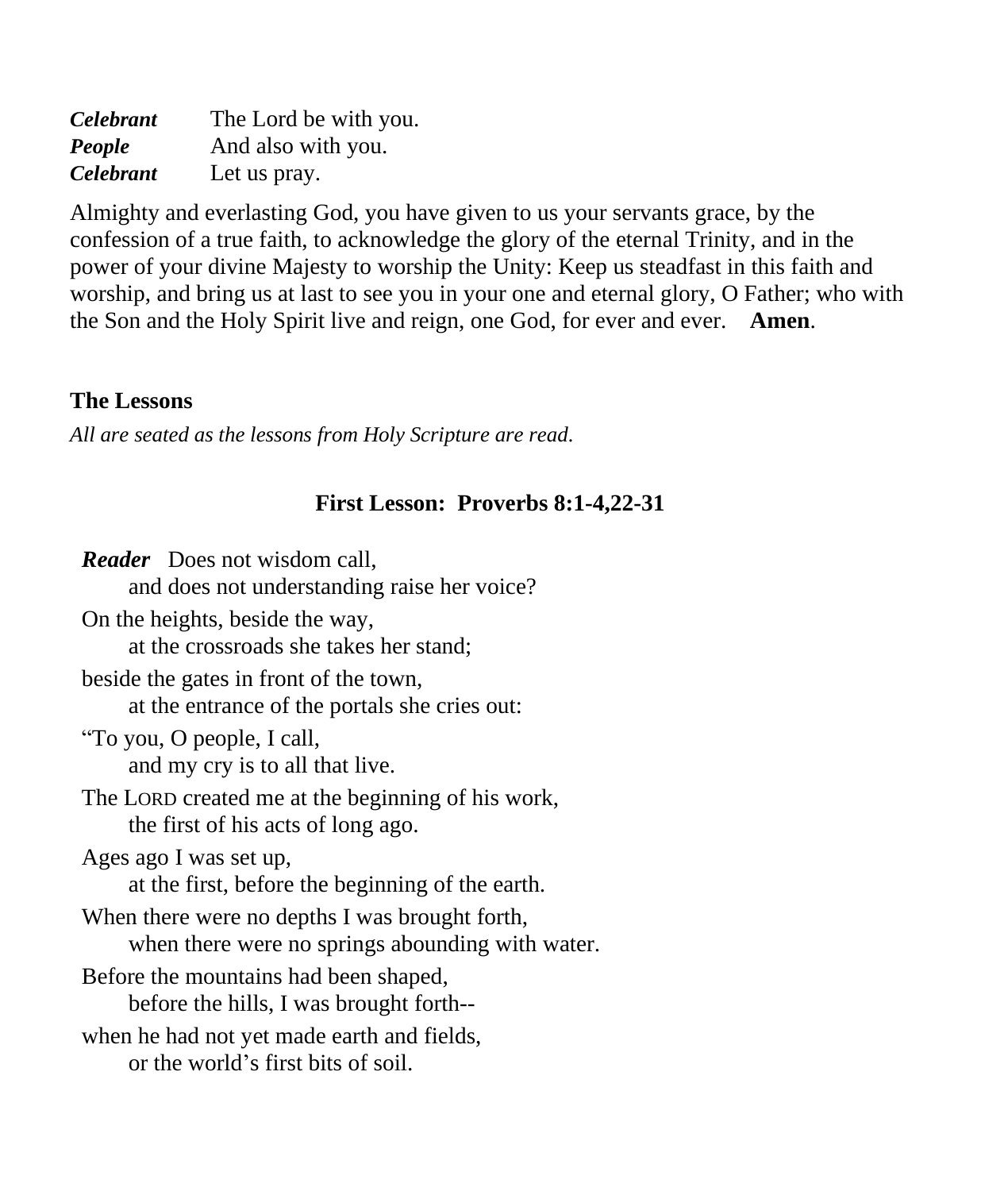***Celebrant*** The Lord be with you.
***People*** And also with you.
***Celebrant*** Let us pray.

Almighty and everlasting God, you have given to us your servants grace, by the confession of a true faith, to acknowledge the glory of the eternal Trinity, and in the power of your divine Majesty to worship the Unity: Keep us steadfast in this faith and worship, and bring us at last to see you in your one and eternal glory, O Father; who with the Son and the Holy Spirit live and reign, one God, for ever and ever. **Amen**.

## The Lessons

*All are seated as the lessons from Holy Scripture are read.*

### First Lesson: Proverbs 8:1-4,22-31

***Reader*** Does not wisdom call,
  and does not understanding raise her voice?
On the heights, beside the way,
  at the crossroads she takes her stand;
beside the gates in front of the town,
  at the entrance of the portals she cries out:
"To you, O people, I call,
  and my cry is to all that live.
The LORD created me at the beginning of his work,
  the first of his acts of long ago.
Ages ago I was set up,
  at the first, before the beginning of the earth.
When there were no depths I was brought forth,
  when there were no springs abounding with water.
Before the mountains had been shaped,
  before the hills, I was brought forth--
when he had not yet made earth and fields,
  or the world's first bits of soil.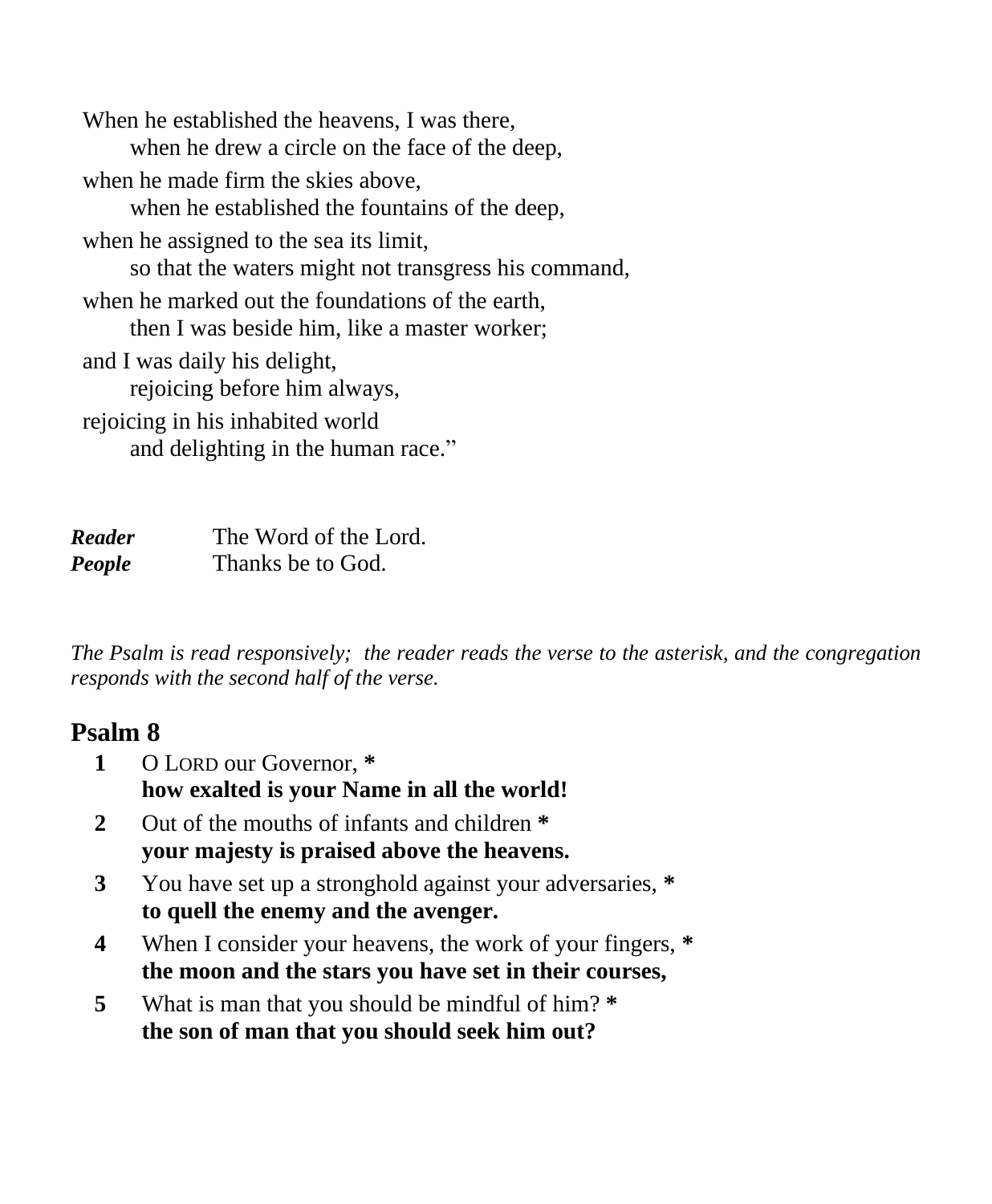When he established the heavens, I was there,
    when he drew a circle on the face of the deep,
when he made firm the skies above,
    when he established the fountains of the deep,
when he assigned to the sea its limit,
    so that the waters might not transgress his command,
when he marked out the foundations of the earth,
    then I was beside him, like a master worker;
and I was daily his delight,
    rejoicing before him always,
rejoicing in his inhabited world
    and delighting in the human race."

***Reader*** The Word of the Lord.
***People*** Thanks be to God.

*The Psalm is read responsively; the reader reads the verse to the asterisk, and the congregation responds with the second half of the verse.*

## Psalm 8

**1** O LORD our Governor, **\***
**how exalted is your Name in all the world!**

**2** Out of the mouths of infants and children **\***
**your majesty is praised above the heavens.**

**3** You have set up a stronghold against your adversaries, **\***
**to quell the enemy and the avenger.**

**4** When I consider your heavens, the work of your fingers, **\***
**the moon and the stars you have set in their courses,**

**5** What is man that you should be mindful of him? **\***
**the son of man that you should seek him out?**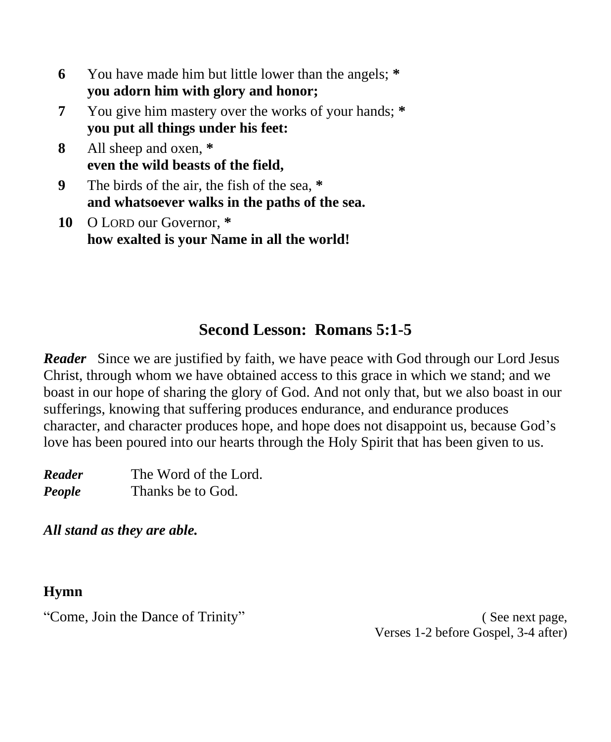**6** You have made him but little lower than the angels; *
**you adorn him with glory and honor;**

**7** You give him mastery over the works of your hands; *
**you put all things under his feet:**

**8** All sheep and oxen, *
**even the wild beasts of the field,**

**9** The birds of the air, the fish of the sea, *
**and whatsoever walks in the paths of the sea.**

**10** O LORD our Governor, *
**how exalted is your Name in all the world!**

## Second Lesson: Romans 5:1-5

***Reader*** Since we are justified by faith, we have peace with God through our Lord Jesus Christ, through whom we have obtained access to this grace in which we stand; and we boast in our hope of sharing the glory of God. And not only that, but we also boast in our sufferings, knowing that suffering produces endurance, and endurance produces character, and character produces hope, and hope does not disappoint us, because God's love has been poured into our hearts through the Holy Spirit that has been given to us.

***Reader*** The Word of the Lord.
***People*** Thanks be to God.

***All stand as they are able.***

**Hymn**

"Come, Join the Dance of Trinity" ( See next page, Verses 1-2 before Gospel, 3-4 after)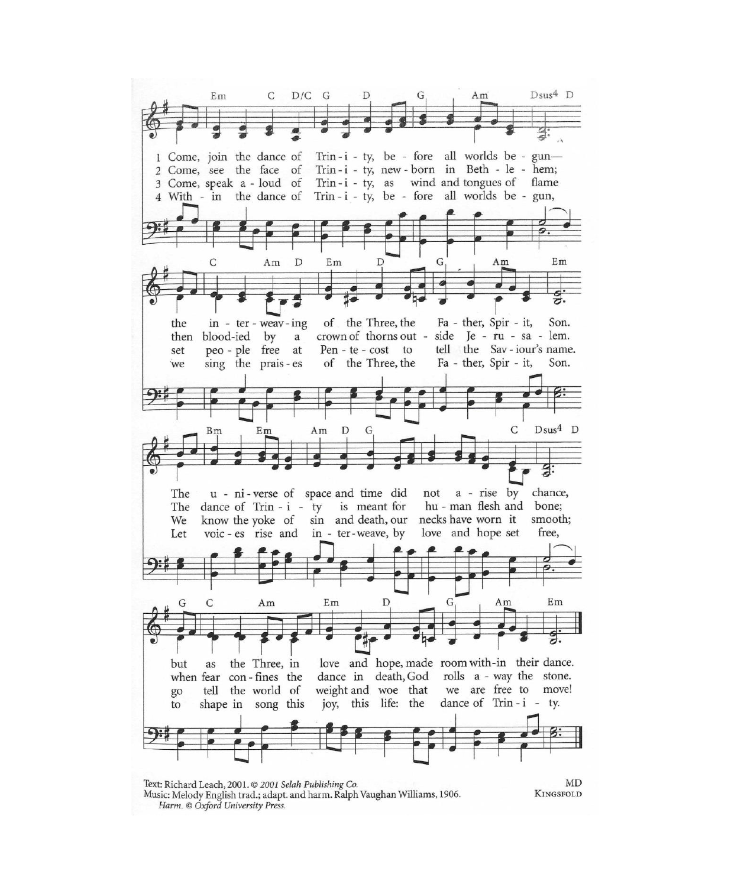1 Come, join the dance of Trinity, before all worlds begun—
the interweaving of the Three, the Father, Spirit, Son.
The universe of space and time did not arise by chance,
but as the Three, in love and hope, made room within their dance.

2 Come, see the face of Trinity, newborn in Bethlehem;
then bloodied by a crown of thorns outside Jerusalem.
The dance of Trinity is meant for human flesh and bone;
when fear confines the dance in death, God rolls away the stone.

3 Come, speak aloud of Trinity, as wind and tongues of flame
set people free at Pentecost to tell the Saviour's name.
We know the yoke of sin and death, our necks have worn it smooth;
go tell the world of weight and woe that we are free to move!

4 Within the dance of Trinity, before all worlds begun,
we sing the praises of the Three, the Father, Spirit, Son.
Let voices rise and interweave, by love and hope set free,
to shape in song this joy, this life: the dance of Trinity.

Text: Richard Leach, 2001. © *2001 Selah Publishing Co.*
Music: Melody English trad.; adapt. and harm. Ralph Vaughan Williams, 1906.
*Harm. © Oxford University Press.*

MD
KINGSFOLD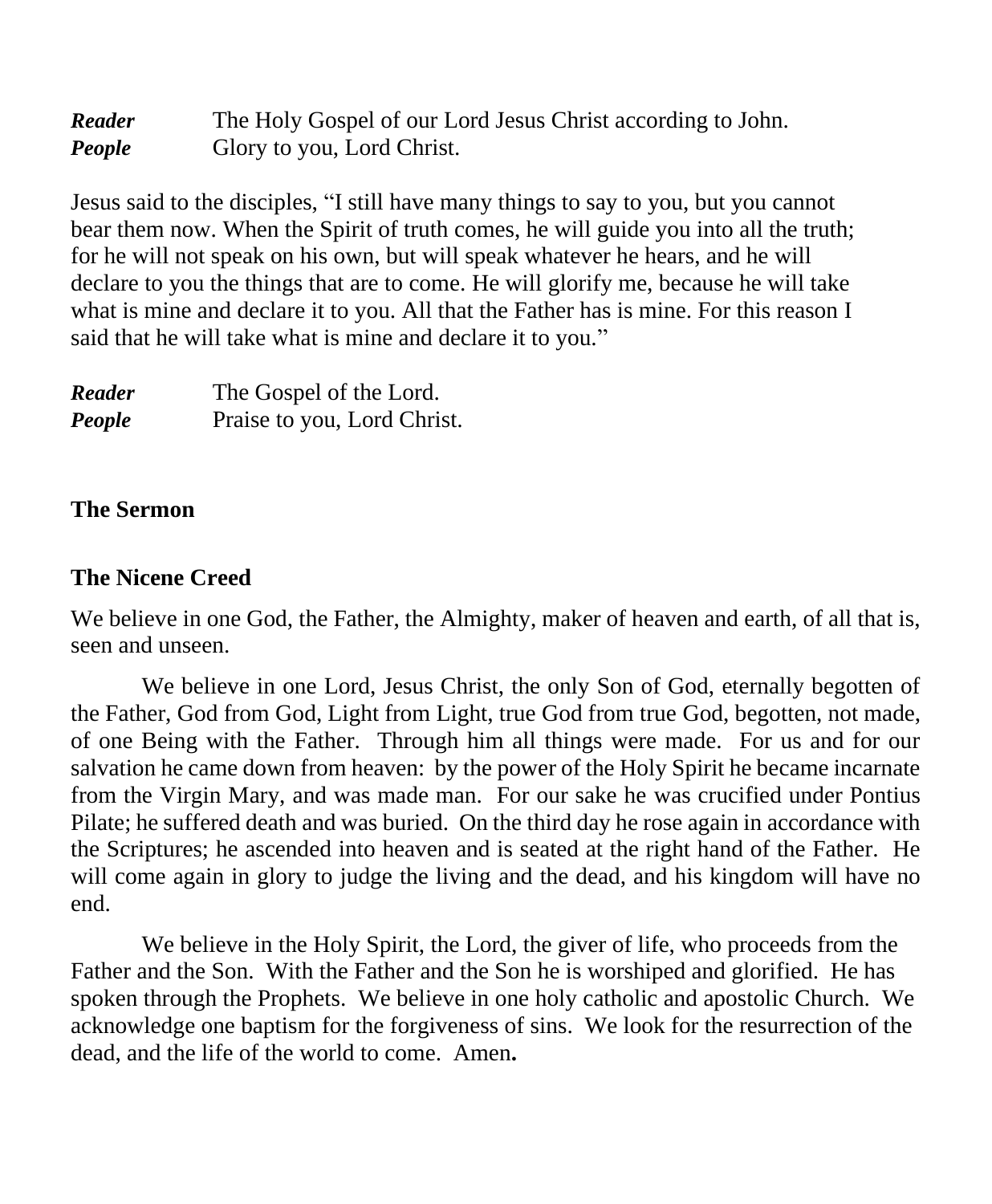***Reader*** The Holy Gospel of our Lord Jesus Christ according to John.
***People*** Glory to you, Lord Christ.

Jesus said to the disciples, “I still have many things to say to you, but you cannot bear them now. When the Spirit of truth comes, he will guide you into all the truth; for he will not speak on his own, but will speak whatever he hears, and he will declare to you the things that are to come. He will glorify me, because he will take what is mine and declare it to you. All that the Father has is mine. For this reason I said that he will take what is mine and declare it to you.”

***Reader*** The Gospel of the Lord.
***People*** Praise to you, Lord Christ.

## The Sermon

## The Nicene Creed

We believe in one God, the Father, the Almighty, maker of heaven and earth, of all that is, seen and unseen.

We believe in one Lord, Jesus Christ, the only Son of God, eternally begotten of the Father, God from God, Light from Light, true God from true God, begotten, not made, of one Being with the Father. Through him all things were made. For us and for our salvation he came down from heaven: by the power of the Holy Spirit he became incarnate from the Virgin Mary, and was made man. For our sake he was crucified under Pontius Pilate; he suffered death and was buried. On the third day he rose again in accordance with the Scriptures; he ascended into heaven and is seated at the right hand of the Father. He will come again in glory to judge the living and the dead, and his kingdom will have no end.

We believe in the Holy Spirit, the Lord, the giver of life, who proceeds from the Father and the Son. With the Father and the Son he is worshiped and glorified. He has spoken through the Prophets. We believe in one holy catholic and apostolic Church. We acknowledge one baptism for the forgiveness of sins. We look for the resurrection of the dead, and the life of the world to come. Amen**.**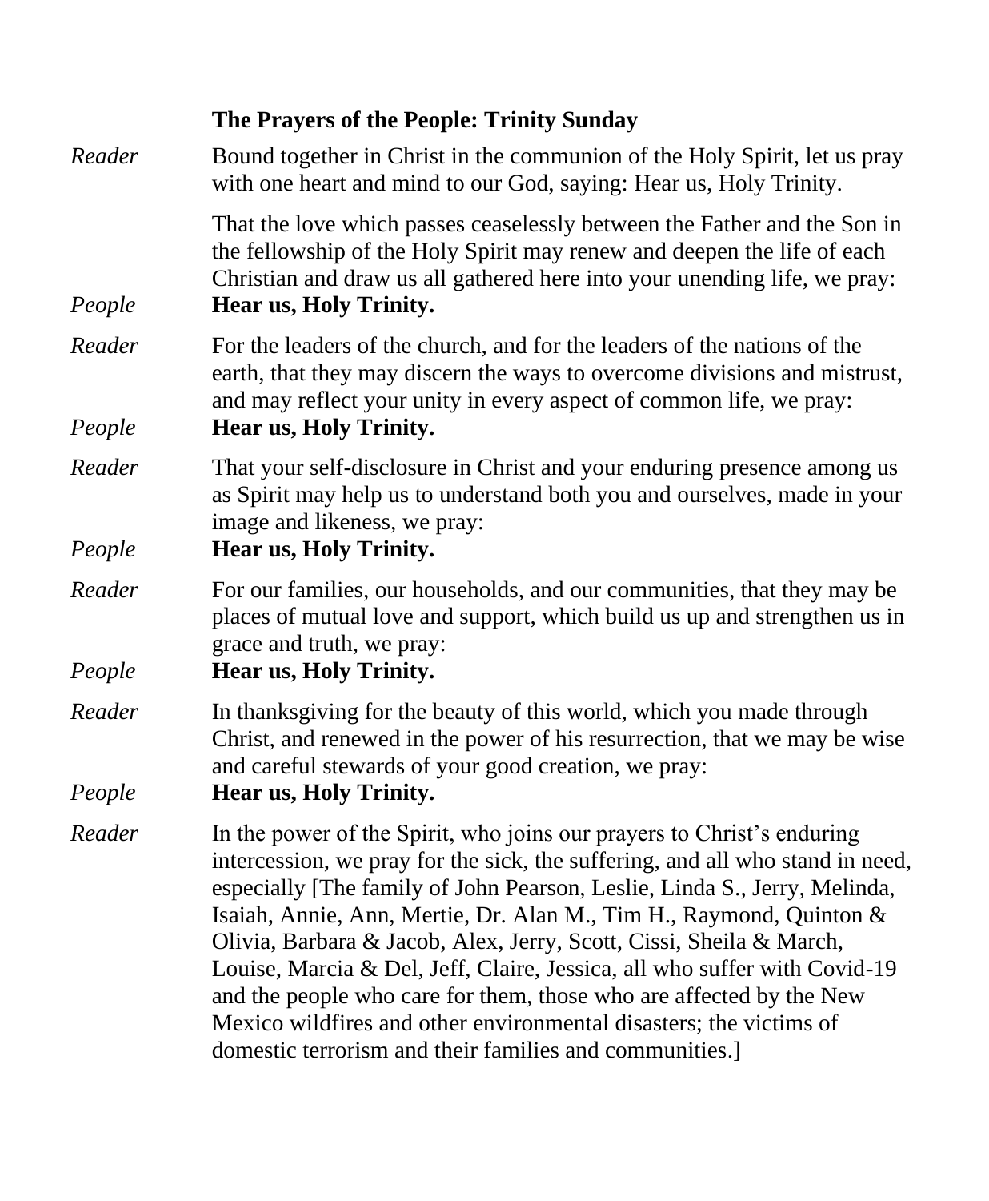**The Prayers of the People: Trinity Sunday**

*Reader* Bound together in Christ in the communion of the Holy Spirit, let us pray with one heart and mind to our God, saying: Hear us, Holy Trinity.

That the love which passes ceaselessly between the Father and the Son in the fellowship of the Holy Spirit may renew and deepen the life of each Christian and draw us all gathered here into your unending life, we pray:

*People* **Hear us, Holy Trinity.**

*Reader* For the leaders of the church, and for the leaders of the nations of the earth, that they may discern the ways to overcome divisions and mistrust, and may reflect your unity in every aspect of common life, we pray:

*People* **Hear us, Holy Trinity.**

*Reader* That your self-disclosure in Christ and your enduring presence among us as Spirit may help us to understand both you and ourselves, made in your image and likeness, we pray:

*People* **Hear us, Holy Trinity.**

*Reader* For our families, our households, and our communities, that they may be places of mutual love and support, which build us up and strengthen us in grace and truth, we pray:

*People* **Hear us, Holy Trinity.**

*Reader* In thanksgiving for the beauty of this world, which you made through Christ, and renewed in the power of his resurrection, that we may be wise and careful stewards of your good creation, we pray:

*People* **Hear us, Holy Trinity.**

*Reader* In the power of the Spirit, who joins our prayers to Christ's enduring intercession, we pray for the sick, the suffering, and all who stand in need, especially [The family of John Pearson, Leslie, Linda S., Jerry, Melinda, Isaiah, Annie, Ann, Mertie, Dr. Alan M., Tim H., Raymond, Quinton & Olivia, Barbara & Jacob, Alex, Jerry, Scott, Cissi, Sheila & March, Louise, Marcia & Del, Jeff, Claire, Jessica, all who suffer with Covid-19 and the people who care for them, those who are affected by the New Mexico wildfires and other environmental disasters; the victims of domestic terrorism and their families and communities.]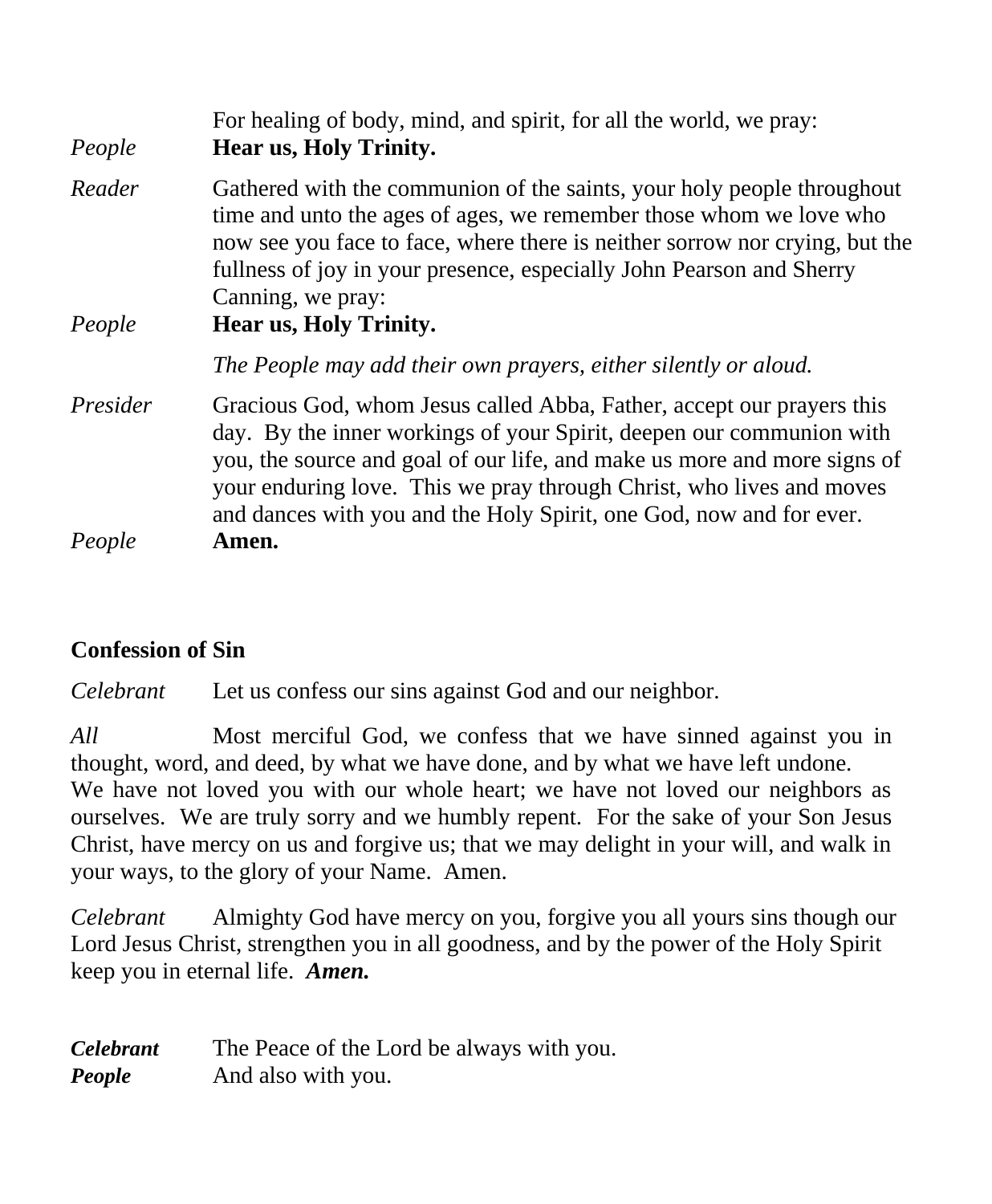For healing of body, mind, and spirit, for all the world, we pray:

*People* **Hear us, Holy Trinity.**

*Reader* Gathered with the communion of the saints, your holy people throughout time and unto the ages of ages, we remember those whom we love who now see you face to face, where there is neither sorrow nor crying, but the fullness of joy in your presence, especially John Pearson and Sherry Canning, we pray:

*People* **Hear us, Holy Trinity.**

*The People may add their own prayers, either silently or aloud.*

*Presider* Gracious God, whom Jesus called Abba, Father, accept our prayers this day. By the inner workings of your Spirit, deepen our communion with you, the source and goal of our life, and make us more and more signs of your enduring love. This we pray through Christ, who lives and moves and dances with you and the Holy Spirit, one God, now and for ever.

*People* **Amen.**

**Confession of Sin**

*Celebrant* Let us confess our sins against God and our neighbor.

*All* Most merciful God, we confess that we have sinned against you in thought, word, and deed, by what we have done, and by what we have left undone. We have not loved you with our whole heart; we have not loved our neighbors as ourselves. We are truly sorry and we humbly repent. For the sake of your Son Jesus Christ, have mercy on us and forgive us; that we may delight in your will, and walk in your ways, to the glory of your Name. Amen.

*Celebrant* Almighty God have mercy on you, forgive you all yours sins though our Lord Jesus Christ, strengthen you in all goodness, and by the power of the Holy Spirit keep you in eternal life. ***Amen.***

***Celebrant*** The Peace of the Lord be always with you.
***People*** And also with you.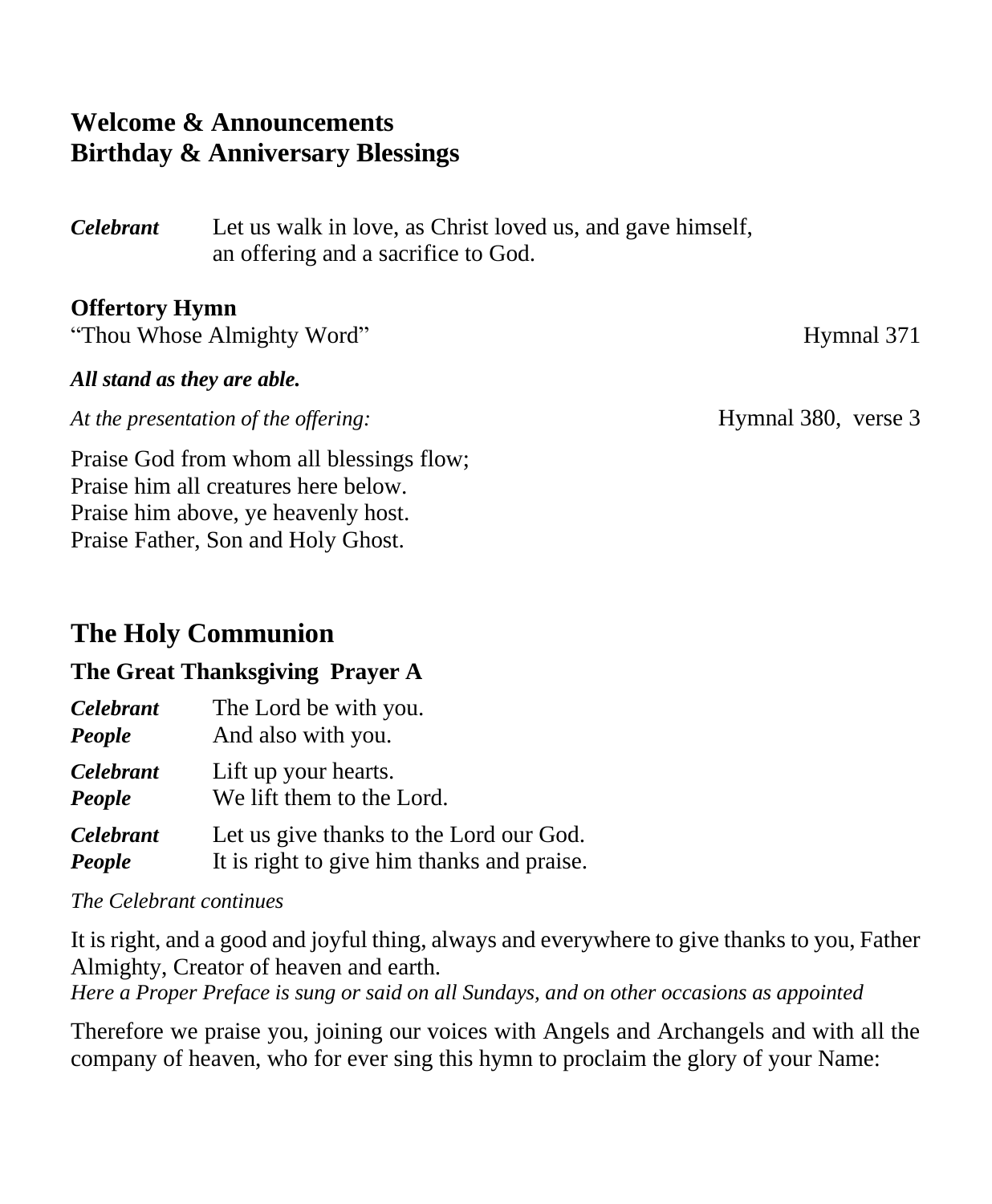**Welcome & Announcements**
**Birthday & Anniversary Blessings**

***Celebrant*** Let us walk in love, as Christ loved us, and gave himself, an offering and a sacrifice to God.

**Offertory Hymn**
"Thou Whose Almighty Word" Hymnal 371

***All stand as they are able.***

*At the presentation of the offering:* Hymnal 380, verse 3

Praise God from whom all blessings flow;
Praise him all creatures here below.
Praise him above, ye heavenly host.
Praise Father, Son and Holy Ghost.

## The Holy Communion

### The Great Thanksgiving Prayer A

***Celebrant*** The Lord be with you.
***People*** And also with you.

***Celebrant*** Lift up your hearts.
***People*** We lift them to the Lord.

***Celebrant*** Let us give thanks to the Lord our God.
***People*** It is right to give him thanks and praise.

*The Celebrant continues*

It is right, and a good and joyful thing, always and everywhere to give thanks to you, Father Almighty, Creator of heaven and earth.
*Here a Proper Preface is sung or said on all Sundays, and on other occasions as appointed*

Therefore we praise you, joining our voices with Angels and Archangels and with all the company of heaven, who for ever sing this hymn to proclaim the glory of your Name: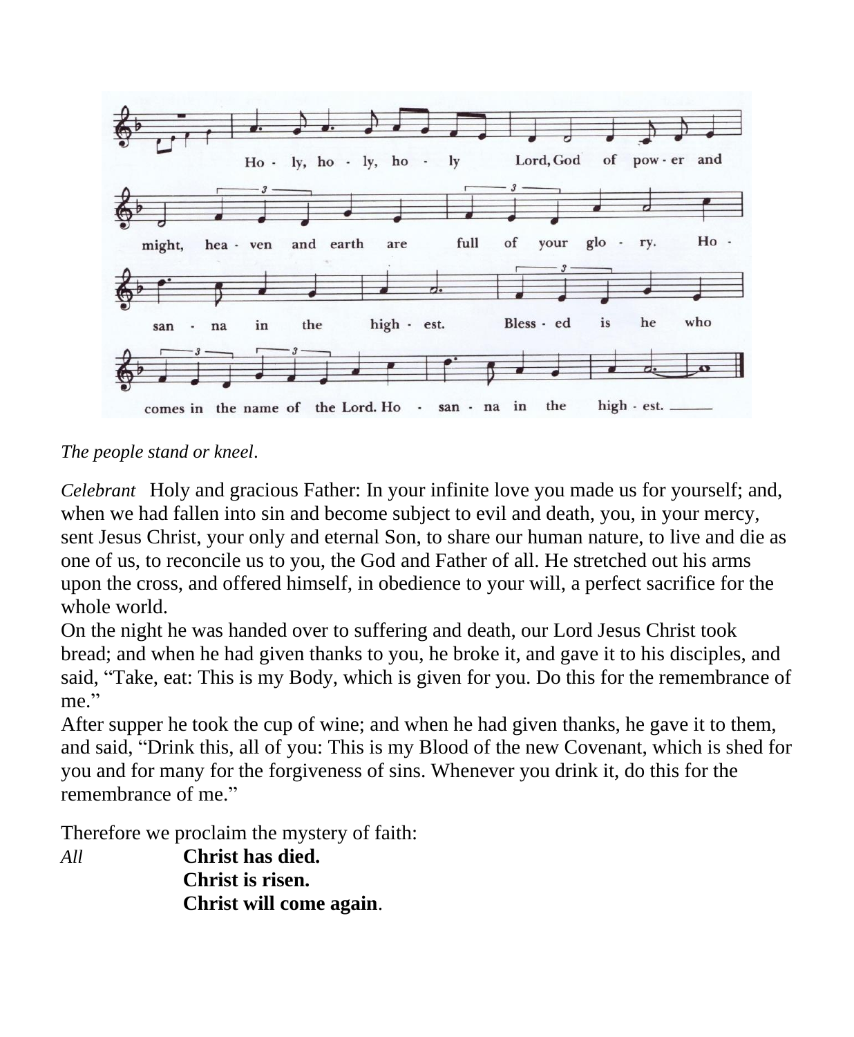Ho - ly, ho - ly, ho - ly Lord, God of pow - er and might, hea - ven and earth are full of your glo - ry. Ho - san - na in the high - est. Bless - ed is he who comes in the name of the Lord. Ho - san - na in the high - est.

*The people stand or kneel*.

*Celebrant* Holy and gracious Father: In your infinite love you made us for yourself; and, when we had fallen into sin and become subject to evil and death, you, in your mercy, sent Jesus Christ, your only and eternal Son, to share our human nature, to live and die as one of us, to reconcile us to you, the God and Father of all. He stretched out his arms upon the cross, and offered himself, in obedience to your will, a perfect sacrifice for the whole world.

On the night he was handed over to suffering and death, our Lord Jesus Christ took bread; and when he had given thanks to you, he broke it, and gave it to his disciples, and said, "Take, eat: This is my Body, which is given for you. Do this for the remembrance of me."

After supper he took the cup of wine; and when he had given thanks, he gave it to them, and said, "Drink this, all of you: This is my Blood of the new Covenant, which is shed for you and for many for the forgiveness of sins. Whenever you drink it, do this for the remembrance of me."

Therefore we proclaim the mystery of faith:

*All* **Christ has died.**
**Christ is risen.**
**Christ will come again**.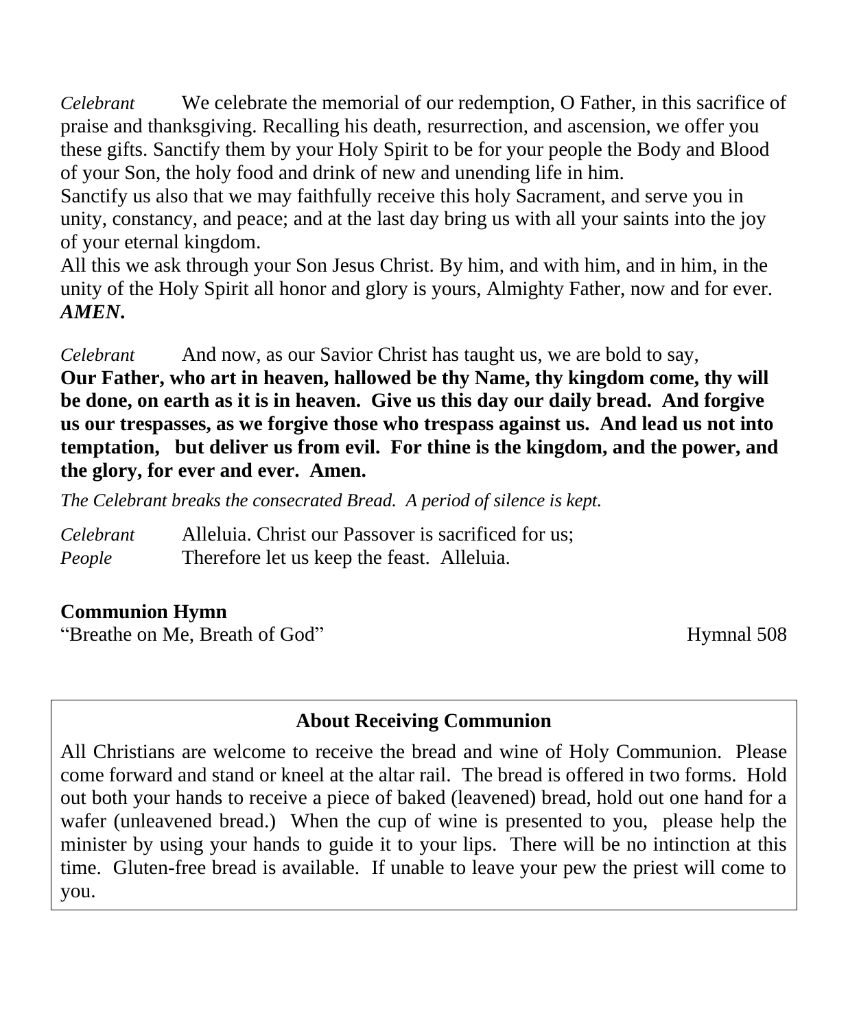*Celebrant* We celebrate the memorial of our redemption, O Father, in this sacrifice of praise and thanksgiving. Recalling his death, resurrection, and ascension, we offer you these gifts. Sanctify them by your Holy Spirit to be for your people the Body and Blood of your Son, the holy food and drink of new and unending life in him.
Sanctify us also that we may faithfully receive this holy Sacrament, and serve you in unity, constancy, and peace; and at the last day bring us with all your saints into the joy of your eternal kingdom.
All this we ask through your Son Jesus Christ. By him, and with him, and in him, in the unity of the Holy Spirit all honor and glory is yours, Almighty Father, now and for ever.
***AMEN.***

*Celebrant* And now, as our Savior Christ has taught us, we are bold to say,
**Our Father, who art in heaven, hallowed be thy Name, thy kingdom come, thy will be done, on earth as it is in heaven. Give us this day our daily bread. And forgive us our trespasses, as we forgive those who trespass against us. And lead us not into temptation, but deliver us from evil. For thine is the kingdom, and the power, and the glory, for ever and ever. Amen.**

*The Celebrant breaks the consecrated Bread. A period of silence is kept.*

*Celebrant* Alleluia. Christ our Passover is sacrificed for us;
*People* Therefore let us keep the feast. Alleluia.

**Communion Hymn**
"Breathe on Me, Breath of God" Hymnal 508

**About Receiving Communion**

All Christians are welcome to receive the bread and wine of Holy Communion. Please come forward and stand or kneel at the altar rail. The bread is offered in two forms. Hold out both your hands to receive a piece of baked (leavened) bread, hold out one hand for a wafer (unleavened bread.) When the cup of wine is presented to you, please help the minister by using your hands to guide it to your lips. There will be no intinction at this time. Gluten-free bread is available. If unable to leave your pew the priest will come to you.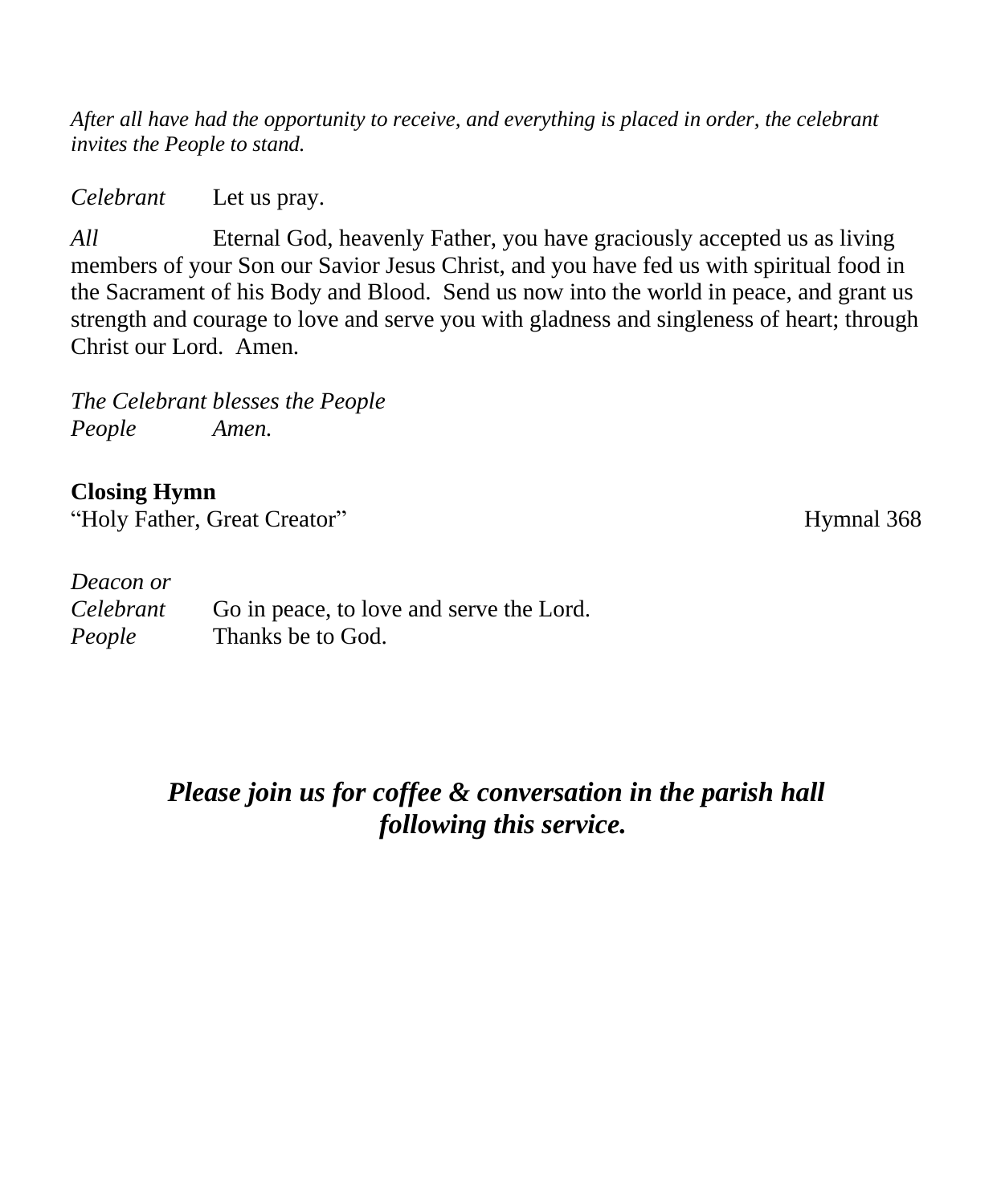*After all have had the opportunity to receive, and everything is placed in order, the celebrant invites the People to stand.*

*Celebrant* Let us pray.

*All* Eternal God, heavenly Father, you have graciously accepted us as living members of your Son our Savior Jesus Christ, and you have fed us with spiritual food in the Sacrament of his Body and Blood. Send us now into the world in peace, and grant us strength and courage to love and serve you with gladness and singleness of heart; through Christ our Lord. Amen.

*The Celebrant blesses the People*
*People* *Amen.*

**Closing Hymn**
"Holy Father, Great Creator" Hymnal 368

*Deacon or*
*Celebrant* Go in peace, to love and serve the Lord.
*People* Thanks be to God.

***Please join us for coffee & conversation in the parish hall following this service.***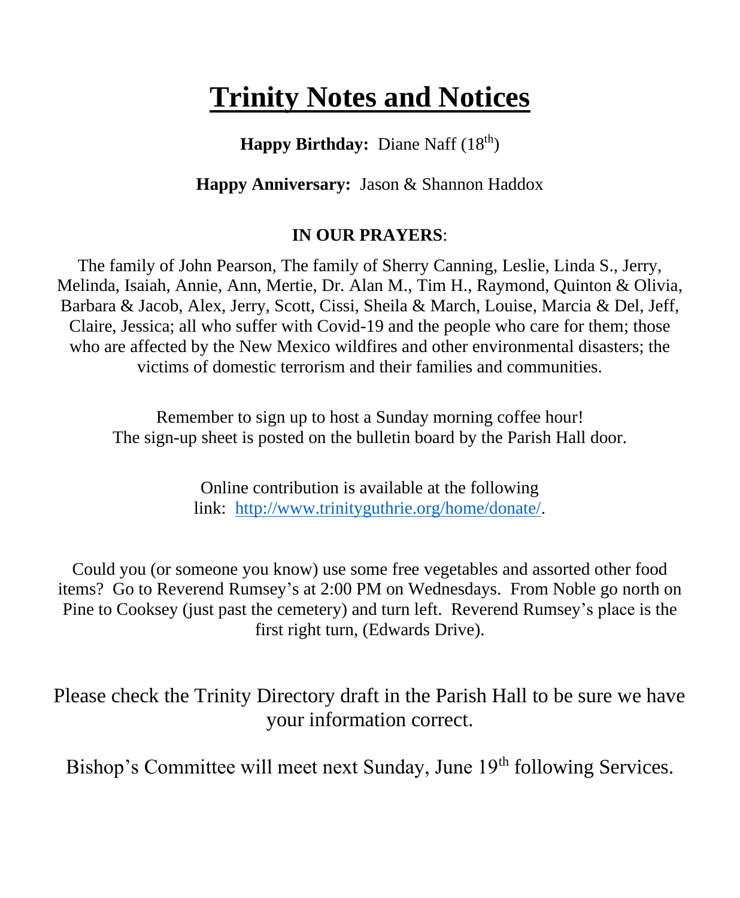# Trinity Notes and Notices

**Happy Birthday:** Diane Naff (18th)

**Happy Anniversary:** Jason & Shannon Haddox

**IN OUR PRAYERS**:

The family of John Pearson, The family of Sherry Canning, Leslie, Linda S., Jerry, Melinda, Isaiah, Annie, Ann, Mertie, Dr. Alan M., Tim H., Raymond, Quinton & Olivia, Barbara & Jacob, Alex, Jerry, Scott, Cissi, Sheila & March, Louise, Marcia & Del, Jeff, Claire, Jessica; all who suffer with Covid-19 and the people who care for them; those who are affected by the New Mexico wildfires and other environmental disasters; the victims of domestic terrorism and their families and communities.

Remember to sign up to host a Sunday morning coffee hour!
The sign-up sheet is posted on the bulletin board by the Parish Hall door.

Online contribution is available at the following link: [http://www.trinityguthrie.org/home/donate/](http://www.trinityguthrie.org/home/donate/).

Could you (or someone you know) use some free vegetables and assorted other food items? Go to Reverend Rumsey's at 2:00 PM on Wednesdays. From Noble go north on Pine to Cooksey (just past the cemetery) and turn left. Reverend Rumsey's place is the first right turn, (Edwards Drive).

Please check the Trinity Directory draft in the Parish Hall to be sure we have your information correct.

Bishop's Committee will meet next Sunday, June 19th following Services.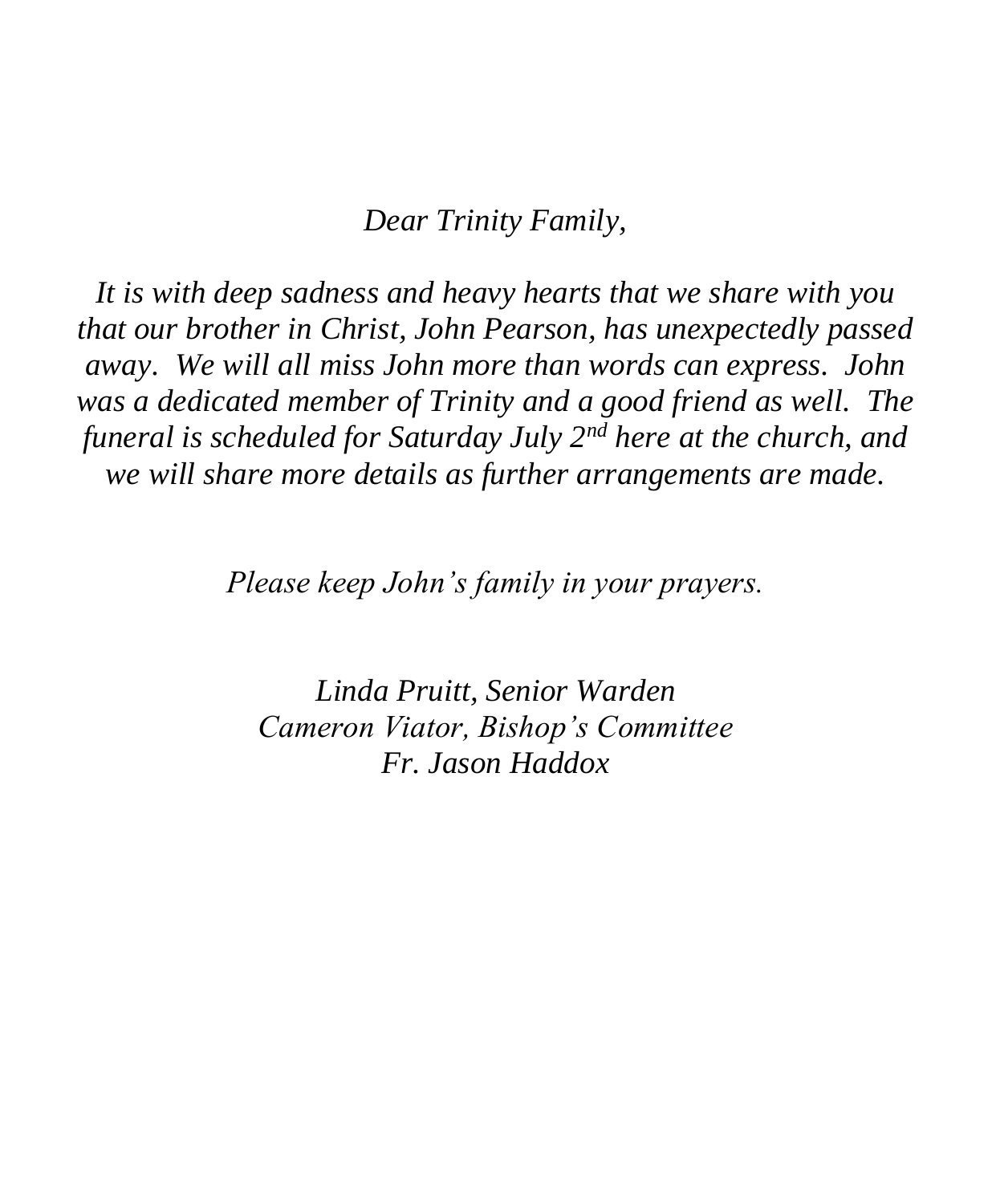*Dear Trinity Family,*

*It is with deep sadness and heavy hearts that we share with you that our brother in Christ, John Pearson, has unexpectedly passed away. We will all miss John more than words can express. John was a dedicated member of Trinity and a good friend as well. The funeral is scheduled for Saturday July 2nd here at the church, and we will share more details as further arrangements are made.*

*Please keep John's family in your prayers.*

*Linda Pruitt, Senior Warden*
*Cameron Viator, Bishop's Committee*
*Fr. Jason Haddox*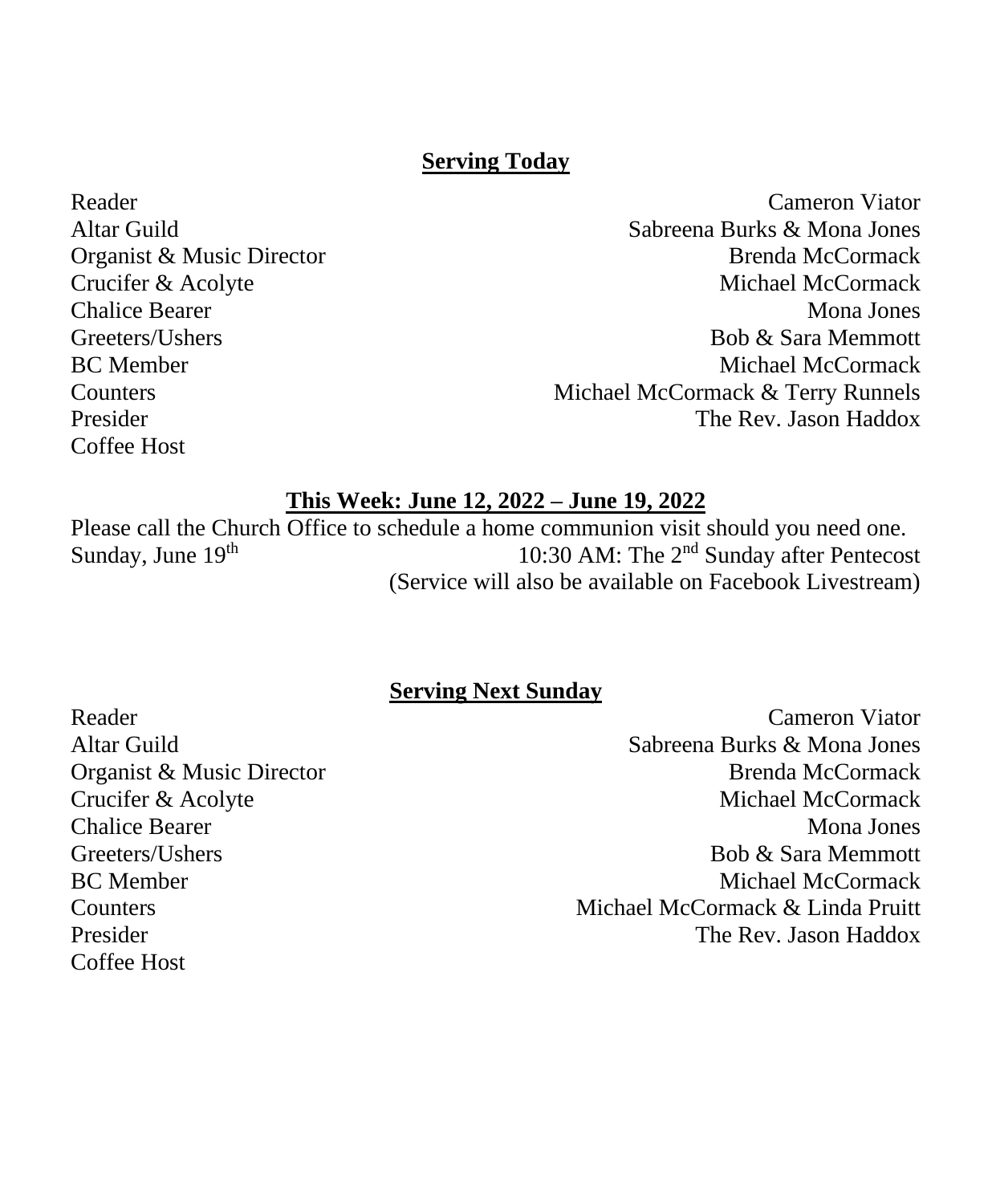## Serving Today

| | |
|---|---|
| Reader | Cameron Viator |
| Altar Guild | Sabreena Burks & Mona Jones |
| Organist & Music Director | Brenda McCormack |
| Crucifer & Acolyte | Michael McCormack |
| Chalice Bearer | Mona Jones |
| Greeters/Ushers | Bob & Sara Memmott |
| BC Member | Michael McCormack |
| Counters | Michael McCormack & Terry Runnels |
| Presider | The Rev. Jason Haddox |
| Coffee Host | |

## This Week: June 12, 2022 – June 19, 2022

Please call the Church Office to schedule a home communion visit should you need one.

Sunday, June 19th — 10:30 AM: The 2nd Sunday after Pentecost
(Service will also be available on Facebook Livestream)

## Serving Next Sunday

| | |
|---|---|
| Reader | Cameron Viator |
| Altar Guild | Sabreena Burks & Mona Jones |
| Organist & Music Director | Brenda McCormack |
| Crucifer & Acolyte | Michael McCormack |
| Chalice Bearer | Mona Jones |
| Greeters/Ushers | Bob & Sara Memmott |
| BC Member | Michael McCormack |
| Counters | Michael McCormack & Linda Pruitt |
| Presider | The Rev. Jason Haddox |
| Coffee Host | |